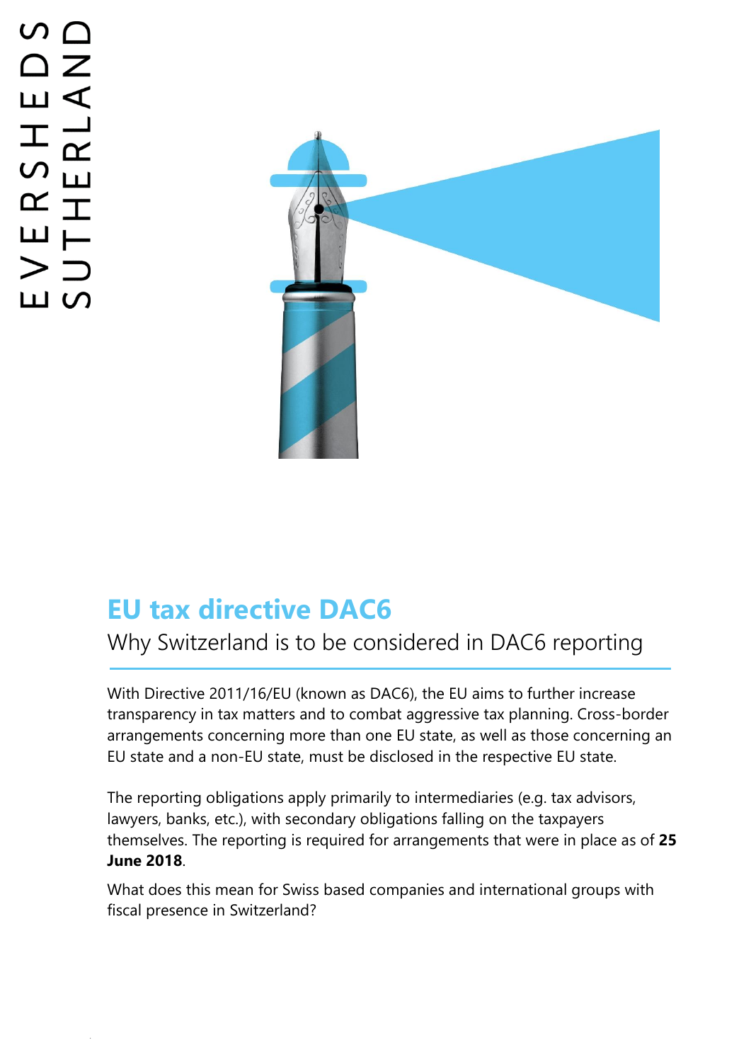EVERSHEDS SUTHERLAND

# EU tax directive DAC6

## Why Switzerland is to be considered in DAC6 reporting

With Directive 2011/16/EU (known as DAC6), the EU aims to further increase transparency in tax matters and to combat aggressive tax planning. Cross-border arrangements concerning more than one EU state, as well as those concerning an EU state and a non-EU state, must be disclosed in the respective EU state.

The reporting obligations apply primarily to intermediaries (e.g. tax advisors, lawyers, banks, etc.), with secondary obligations falling on the taxpayers themselves. The reporting is required for arrangements that were in place as of **25 June 2018**.

What does this mean for Swiss based companies and international groups with fiscal presence in Switzerland?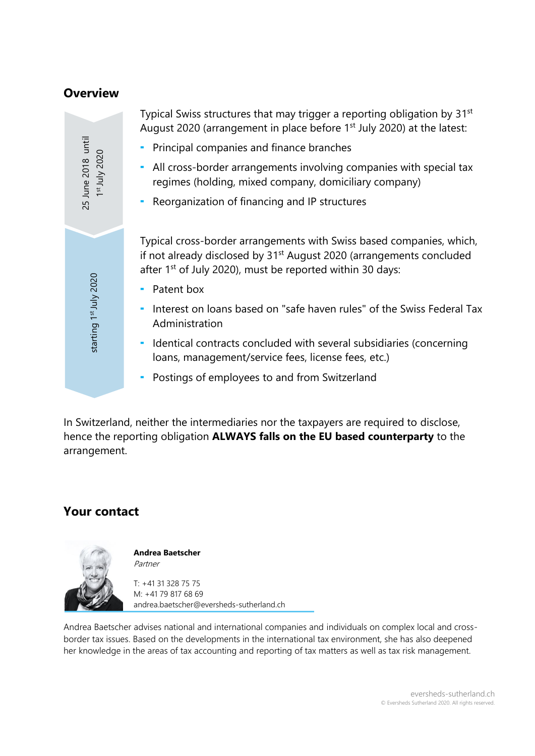## Overview

**25 June 2018 until 1st July 2020**

Typical Swiss structures that may trigger a reporting obligation by 31st August 2020 (arrangement in place before 1st July 2020) at the latest:

- Principal companies and finance branches
- All cross-border arrangements involving companies with special tax regimes (holding, mixed company, domiciliary company)
- Reorganization of financing and IP structures

**starting 1st July 2020**

Typical cross-border arrangements with Swiss based companies, which, if not already disclosed by 31st August 2020 (arrangements concluded after 1st of July 2020), must be reported within 30 days:

- Patent box
- Interest on loans based on "safe haven rules" of the Swiss Federal Tax Administration
- Identical contracts concluded with several subsidiaries (concerning loans, management/service fees, license fees, etc.)
- Postings of employees to and from Switzerland

In Switzerland, neither the intermediaries nor the taxpayers are required to disclose, hence the reporting obligation **ALWAYS falls on the EU based counterparty** to the arrangement.

## Your contact

**Andrea Baetscher**
*Partner*

T: +41 31 328 75 75
M: +41 79 817 68 69
andrea.baetscher@eversheds-sutherland.ch

Andrea Baetscher advises national and international companies and individuals on complex local and cross-border tax issues. Based on the developments in the international tax environment, she has also deepened her knowledge in the areas of tax accounting and reporting of tax matters as well as tax risk management.

eversheds-sutherland.ch
© Eversheds Sutherland 2020. All rights reserved.